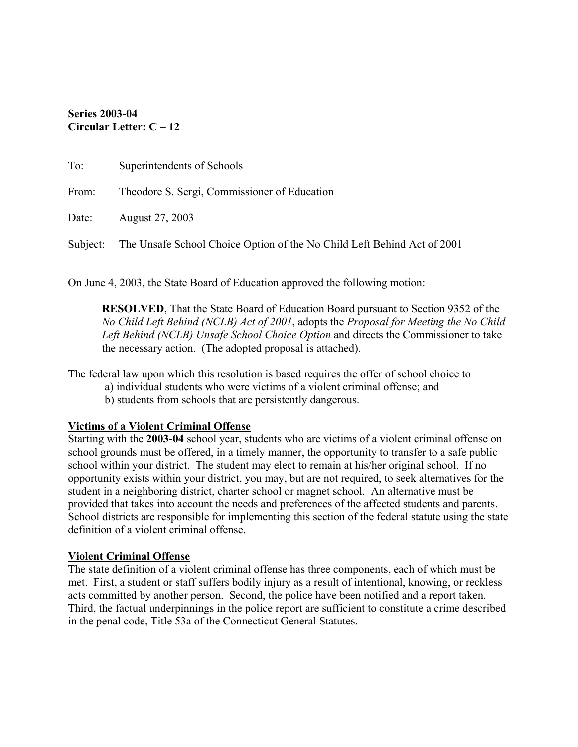**Series 2003-04**
**Circular Letter: C – 12**

To: Superintendents of Schools

From: Theodore S. Sergi, Commissioner of Education

Date: August 27, 2003

Subject: The Unsafe School Choice Option of the No Child Left Behind Act of 2001

On June 4, 2003, the State Board of Education approved the following motion:

> **RESOLVED**, That the State Board of Education Board pursuant to Section 9352 of the *No Child Left Behind (NCLB) Act of 2001*, adopts the *Proposal for Meeting the No Child Left Behind (NCLB) Unsafe School Choice Option* and directs the Commissioner to take the necessary action. (The adopted proposal is attached).

The federal law upon which this resolution is based requires the offer of school choice to

a) individual students who were victims of a violent criminal offense; and
b) students from schools that are persistently dangerous.

**Victims of a Violent Criminal Offense**

Starting with the **2003-04** school year, students who are victims of a violent criminal offense on school grounds must be offered, in a timely manner, the opportunity to transfer to a safe public school within your district. The student may elect to remain at his/her original school. If no opportunity exists within your district, you may, but are not required, to seek alternatives for the student in a neighboring district, charter school or magnet school. An alternative must be provided that takes into account the needs and preferences of the affected students and parents. School districts are responsible for implementing this section of the federal statute using the state definition of a violent criminal offense.

**Violent Criminal Offense**

The state definition of a violent criminal offense has three components, each of which must be met. First, a student or staff suffers bodily injury as a result of intentional, knowing, or reckless acts committed by another person. Second, the police have been notified and a report taken. Third, the factual underpinnings in the police report are sufficient to constitute a crime described in the penal code, Title 53a of the Connecticut General Statutes.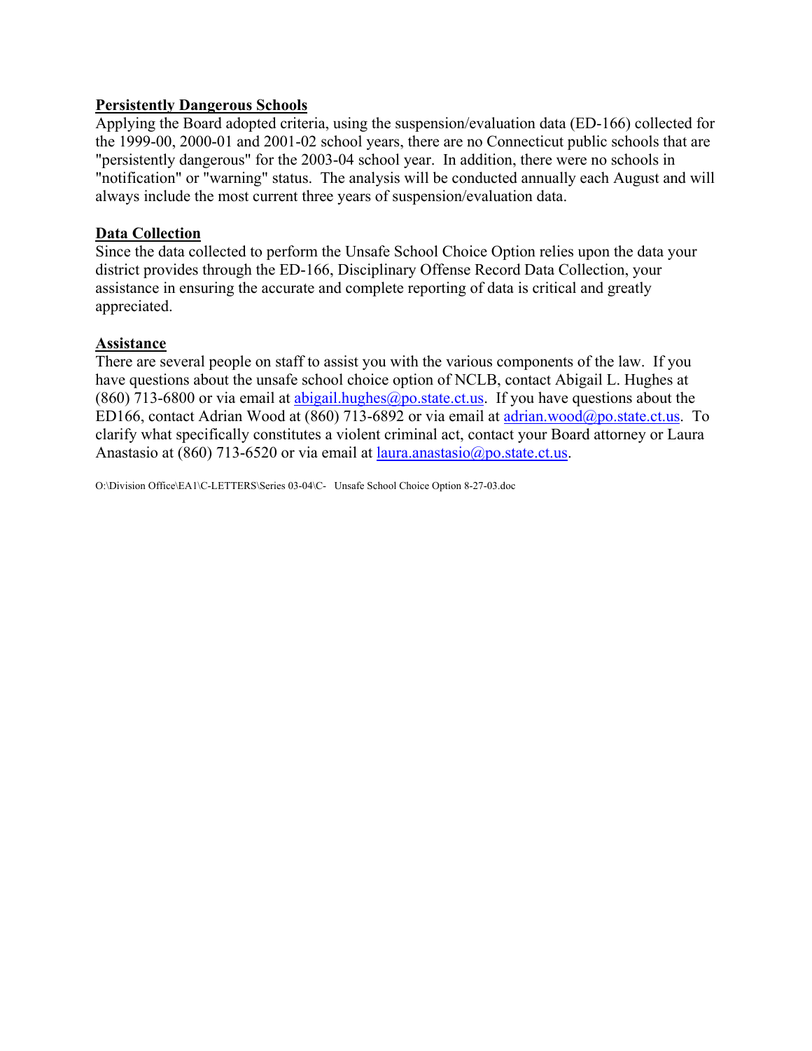**Persistently Dangerous Schools**

Applying the Board adopted criteria, using the suspension/evaluation data (ED-166) collected for the 1999-00, 2000-01 and 2001-02 school years, there are no Connecticut public schools that are "persistently dangerous" for the 2003-04 school year. In addition, there were no schools in "notification" or "warning" status. The analysis will be conducted annually each August and will always include the most current three years of suspension/evaluation data.

**Data Collection**

Since the data collected to perform the Unsafe School Choice Option relies upon the data your district provides through the ED-166, Disciplinary Offense Record Data Collection, your assistance in ensuring the accurate and complete reporting of data is critical and greatly appreciated.

**Assistance**

There are several people on staff to assist you with the various components of the law. If you have questions about the unsafe school choice option of NCLB, contact Abigail L. Hughes at (860) 713-6800 or via email at abigail.hughes@po.state.ct.us. If you have questions about the ED166, contact Adrian Wood at (860) 713-6892 or via email at adrian.wood@po.state.ct.us. To clarify what specifically constitutes a violent criminal act, contact your Board attorney or Laura Anastasio at (860) 713-6520 or via email at laura.anastasio@po.state.ct.us.

O:\Division Office\EA1\C-LETTERS\Series 03-04\C- Unsafe School Choice Option 8-27-03.doc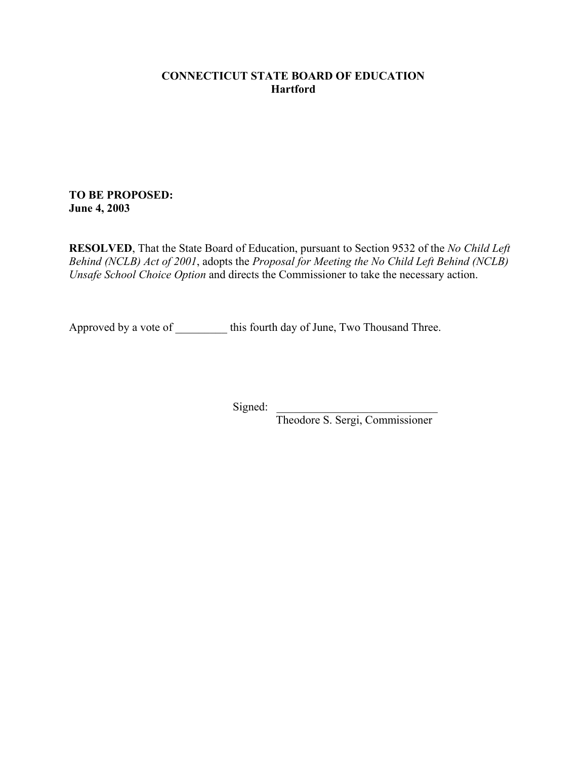**CONNECTICUT STATE BOARD OF EDUCATION**
**Hartford**

**TO BE PROPOSED:**
**June 4, 2003**

**RESOLVED**, That the State Board of Education, pursuant to Section 9532 of the *No Child Left Behind (NCLB) Act of 2001*, adopts the *Proposal for Meeting the No Child Left Behind (NCLB) Unsafe School Choice Option* and directs the Commissioner to take the necessary action.

Approved by a vote of _________ this fourth day of June, Two Thousand Three.

Signed: ____________________________
Theodore S. Sergi, Commissioner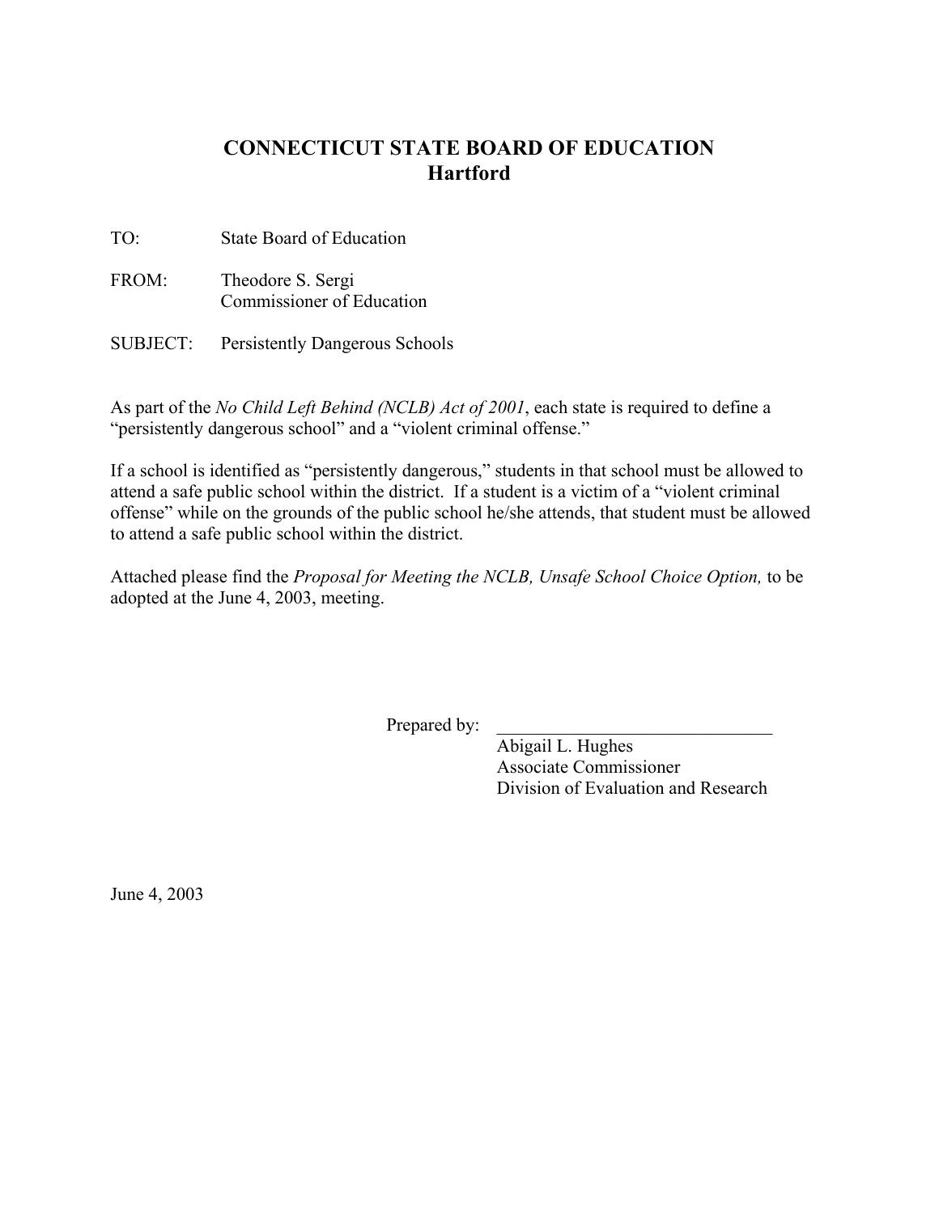# CONNECTICUT STATE BOARD OF EDUCATION
## Hartford

TO: State Board of Education

FROM: Theodore S. Sergi
Commissioner of Education

SUBJECT: Persistently Dangerous Schools

As part of the *No Child Left Behind (NCLB) Act of 2001*, each state is required to define a "persistently dangerous school" and a "violent criminal offense."

If a school is identified as "persistently dangerous," students in that school must be allowed to attend a safe public school within the district. If a student is a victim of a "violent criminal offense" while on the grounds of the public school he/she attends, that student must be allowed to attend a safe public school within the district.

Attached please find the *Proposal for Meeting the NCLB, Unsafe School Choice Option,* to be adopted at the June 4, 2003, meeting.

Prepared by: ______________________________
Abigail L. Hughes
Associate Commissioner
Division of Evaluation and Research

June 4, 2003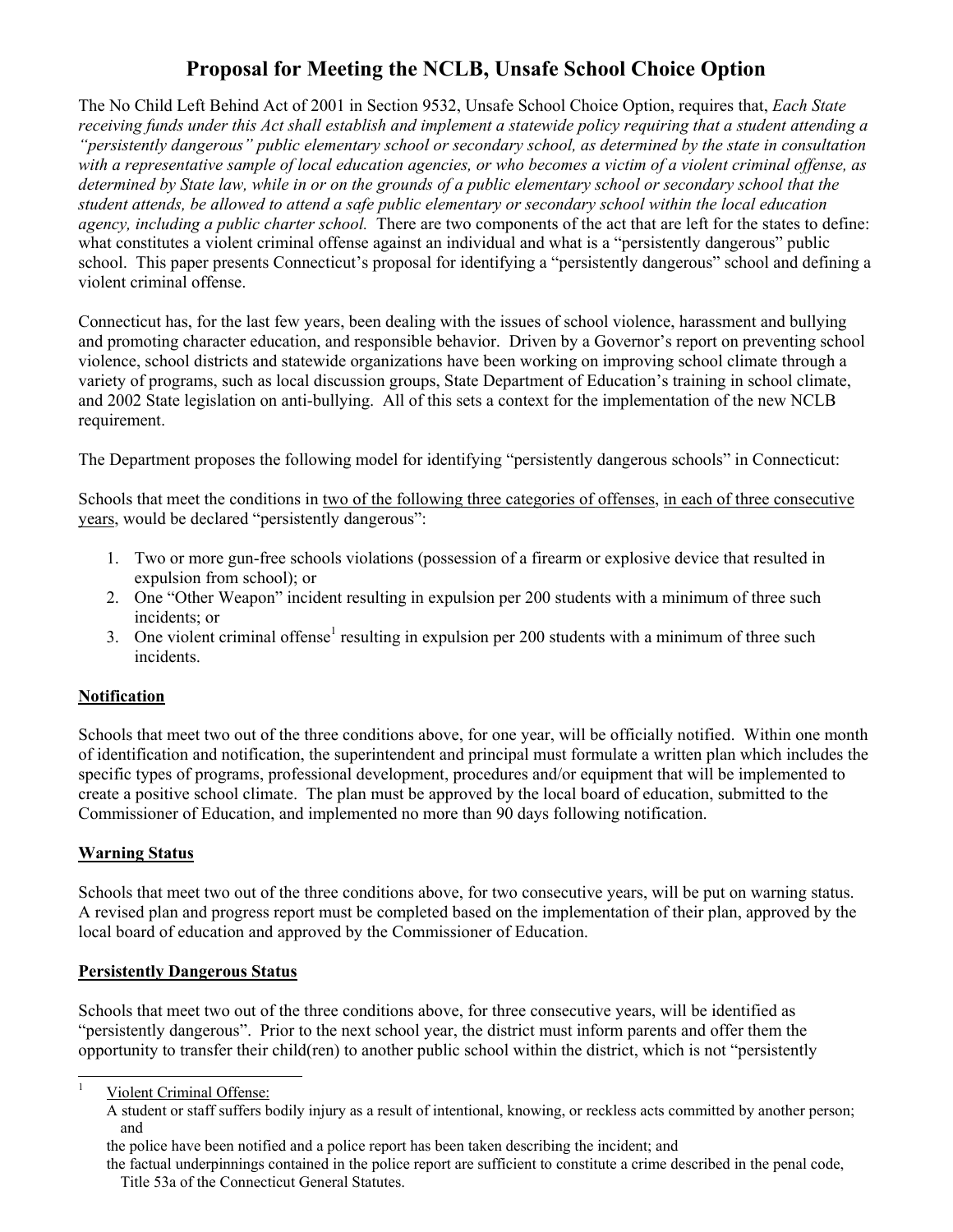# Proposal for Meeting the NCLB, Unsafe School Choice Option

The No Child Left Behind Act of 2001 in Section 9532, Unsafe School Choice Option, requires that, *Each State receiving funds under this Act shall establish and implement a statewide policy requiring that a student attending a "persistently dangerous" public elementary school or secondary school, as determined by the state in consultation with a representative sample of local education agencies, or who becomes a victim of a violent criminal offense, as determined by State law, while in or on the grounds of a public elementary school or secondary school that the student attends, be allowed to attend a safe public elementary or secondary school within the local education agency, including a public charter school.* There are two components of the act that are left for the states to define: what constitutes a violent criminal offense against an individual and what is a "persistently dangerous" public school. This paper presents Connecticut's proposal for identifying a "persistently dangerous" school and defining a violent criminal offense.

Connecticut has, for the last few years, been dealing with the issues of school violence, harassment and bullying and promoting character education, and responsible behavior. Driven by a Governor's report on preventing school violence, school districts and statewide organizations have been working on improving school climate through a variety of programs, such as local discussion groups, State Department of Education's training in school climate, and 2002 State legislation on anti-bullying. All of this sets a context for the implementation of the new NCLB requirement.

The Department proposes the following model for identifying "persistently dangerous schools" in Connecticut:

Schools that meet the conditions in <u>two of the following three categories of offenses</u>, <u>in each of three consecutive years</u>, would be declared "persistently dangerous":

1. Two or more gun-free schools violations (possession of a firearm or explosive device that resulted in expulsion from school); or
2. One "Other Weapon" incident resulting in expulsion per 200 students with a minimum of three such incidents; or
3. One violent criminal offense[1] resulting in expulsion per 200 students with a minimum of three such incidents.

## Notification

Schools that meet two out of the three conditions above, for one year, will be officially notified. Within one month of identification and notification, the superintendent and principal must formulate a written plan which includes the specific types of programs, professional development, procedures and/or equipment that will be implemented to create a positive school climate. The plan must be approved by the local board of education, submitted to the Commissioner of Education, and implemented no more than 90 days following notification.

## Warning Status

Schools that meet two out of the three conditions above, for two consecutive years, will be put on warning status. A revised plan and progress report must be completed based on the implementation of their plan, approved by the local board of education and approved by the Commissioner of Education.

## Persistently Dangerous Status

Schools that meet two out of the three conditions above, for three consecutive years, will be identified as "persistently dangerous". Prior to the next school year, the district must inform parents and offer them the opportunity to transfer their child(ren) to another public school within the district, which is not "persistently

---

[1] <u>Violent Criminal Offense:</u>
A student or staff suffers bodily injury as a result of intentional, knowing, or reckless acts committed by another person; and
the police have been notified and a police report has been taken describing the incident; and
the factual underpinnings contained in the police report are sufficient to constitute a crime described in the penal code, Title 53a of the Connecticut General Statutes.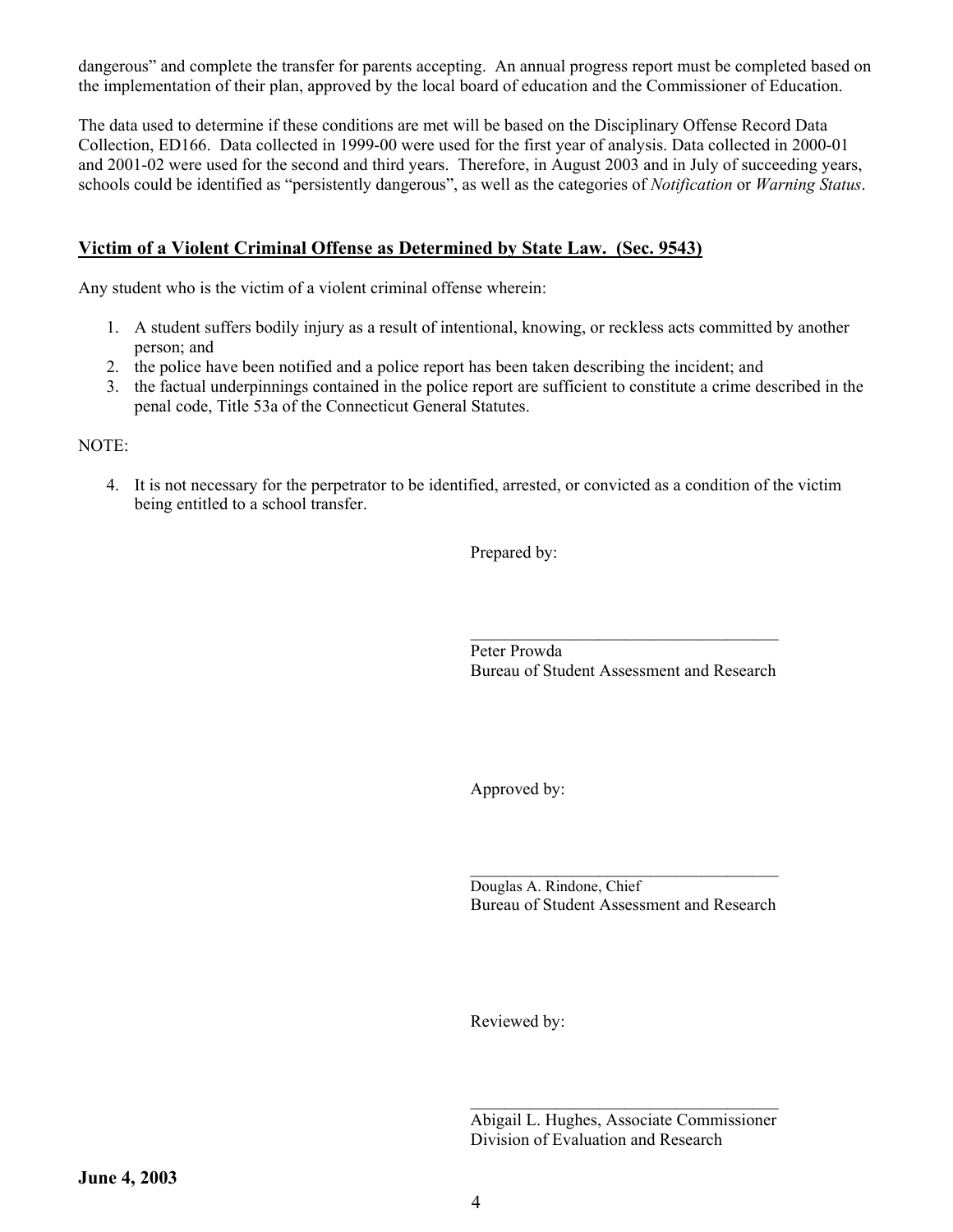dangerous" and complete the transfer for parents accepting. An annual progress report must be completed based on the implementation of their plan, approved by the local board of education and the Commissioner of Education.

The data used to determine if these conditions are met will be based on the Disciplinary Offense Record Data Collection, ED166. Data collected in 1999-00 were used for the first year of analysis. Data collected in 2000-01 and 2001-02 were used for the second and third years. Therefore, in August 2003 and in July of succeeding years, schools could be identified as "persistently dangerous", as well as the categories of *Notification* or *Warning Status*.

## Victim of a Violent Criminal Offense as Determined by State Law. (Sec. 9543)

Any student who is the victim of a violent criminal offense wherein:

1. A student suffers bodily injury as a result of intentional, knowing, or reckless acts committed by another person; and
2. the police have been notified and a police report has been taken describing the incident; and
3. the factual underpinnings contained in the police report are sufficient to constitute a crime described in the penal code, Title 53a of the Connecticut General Statutes.

NOTE:

4. It is not necessary for the perpetrator to be identified, arrested, or convicted as a condition of the victim being entitled to a school transfer.

Prepared by:

\_\_\_\_\_\_\_\_\_\_\_\_\_\_\_\_\_\_\_\_\_\_\_\_\_\_\_\_\_\_\_\_\_\_\_\_\_\_
Peter Prowda
Bureau of Student Assessment and Research

Approved by:

\_\_\_\_\_\_\_\_\_\_\_\_\_\_\_\_\_\_\_\_\_\_\_\_\_\_\_\_\_\_\_\_\_\_\_\_\_\_
Douglas A. Rindone, Chief
Bureau of Student Assessment and Research

Reviewed by:

\_\_\_\_\_\_\_\_\_\_\_\_\_\_\_\_\_\_\_\_\_\_\_\_\_\_\_\_\_\_\_\_\_\_\_\_\_\_
Abigail L. Hughes, Associate Commissioner
Division of Evaluation and Research

**June 4, 2003**